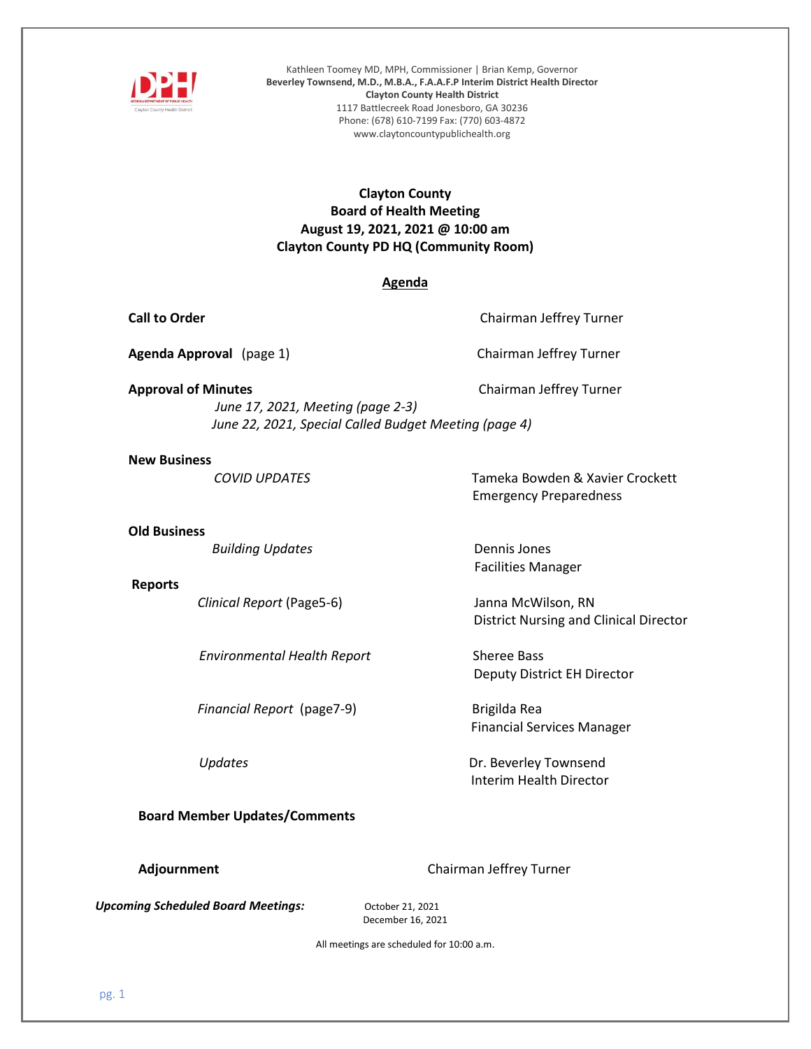Kathleen Toomey MD, MPH, Commissioner | Brian Kemp, Governor
**Beverley Townsend, M.D., M.B.A., F.A.A.F.P Interim District Health Director**
**Clayton County Health District**
1117 Battlecreek Road Jonesboro, GA 30236
Phone: (678) 610-7199 Fax: (770) 603-4872
www.claytoncountypublichealth.org

# Clayton County
## Board of Health Meeting
## August 19, 2021, 2021 @ 10:00 am
## Clayton County PD HQ (Community Room)

## Agenda

**Call to Order** — Chairman Jeffrey Turner

**Agenda Approval** (page 1) — Chairman Jeffrey Turner

**Approval of Minutes** — Chairman Jeffrey Turner
- *June 17, 2021, Meeting (page 2-3)*
- *June 22, 2021, Special Called Budget Meeting (page 4)*

**New Business**
- *COVID UPDATES* — Tameka Bowden & Xavier Crockett, Emergency Preparedness

**Old Business**
- *Building Updates* — Dennis Jones, Facilities Manager

**Reports**
- *Clinical Report* (Page5-6) — Janna McWilson, RN, District Nursing and Clinical Director
- *Environmental Health Report* — Sheree Bass, Deputy District EH Director
- *Financial Report* (page7-9) — Brigilda Rea, Financial Services Manager
- *Updates* — Dr. Beverley Townsend, Interim Health Director

**Board Member Updates/Comments**

**Adjournment** — Chairman Jeffrey Turner

***Upcoming Scheduled Board Meetings:*** October 21, 2021; December 16, 2021

All meetings are scheduled for 10:00 a.m.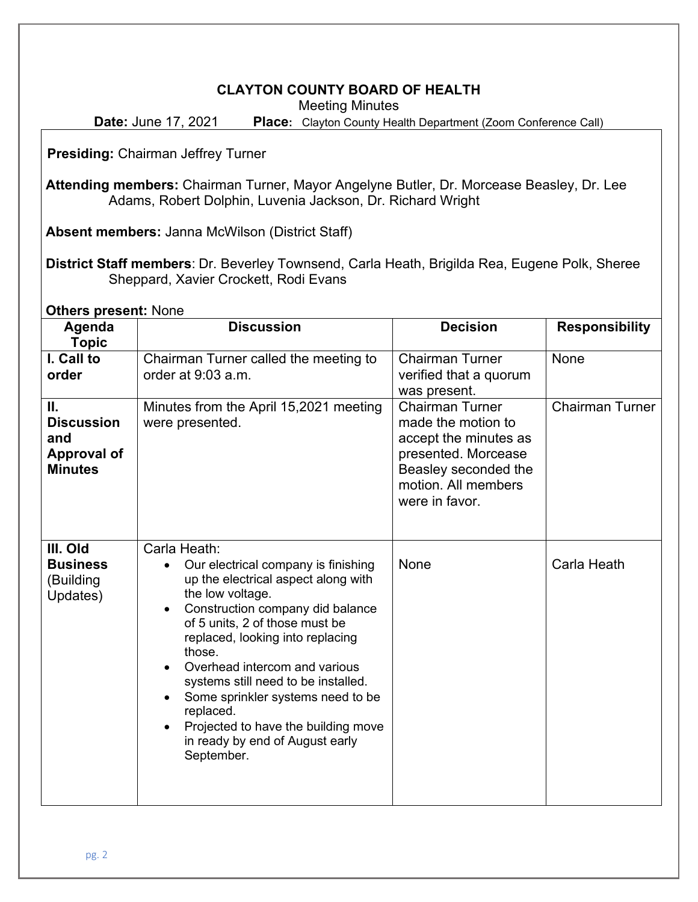**CLAYTON COUNTY BOARD OF HEALTH**

Meeting Minutes

**Date:** June 17, 2021 **Place:** Clayton County Health Department (Zoom Conference Call)

**Presiding:** Chairman Jeffrey Turner

**Attending members:** Chairman Turner, Mayor Angelyne Butler, Dr. Morcease Beasley, Dr. Lee Adams, Robert Dolphin, Luvenia Jackson, Dr. Richard Wright

**Absent members:** Janna McWilson (District Staff)

**District Staff members**: Dr. Beverley Townsend, Carla Heath, Brigilda Rea, Eugene Polk, Sheree Sheppard, Xavier Crockett, Rodi Evans

**Others present:** None

| Agenda Topic | Discussion | Decision | Responsibility |
|---|---|---|---|
| **I. Call to order** | Chairman Turner called the meeting to order at 9:03 a.m. | Chairman Turner verified that a quorum was present. | None |
| **II. Discussion and Approval of Minutes** | Minutes from the April 15,2021 meeting were presented. | Chairman Turner made the motion to accept the minutes as presented. Morcease Beasley seconded the motion. All members were in favor. | Chairman Turner |
| **III. Old Business** (Building Updates) | Carla Heath:<br>• Our electrical company is finishing up the electrical aspect along with the low voltage.<br>• Construction company did balance of 5 units, 2 of those must be replaced, looking into replacing those.<br>• Overhead intercom and various systems still need to be installed.<br>• Some sprinkler systems need to be replaced.<br>• Projected to have the building move in ready by end of August early September. | None | Carla Heath |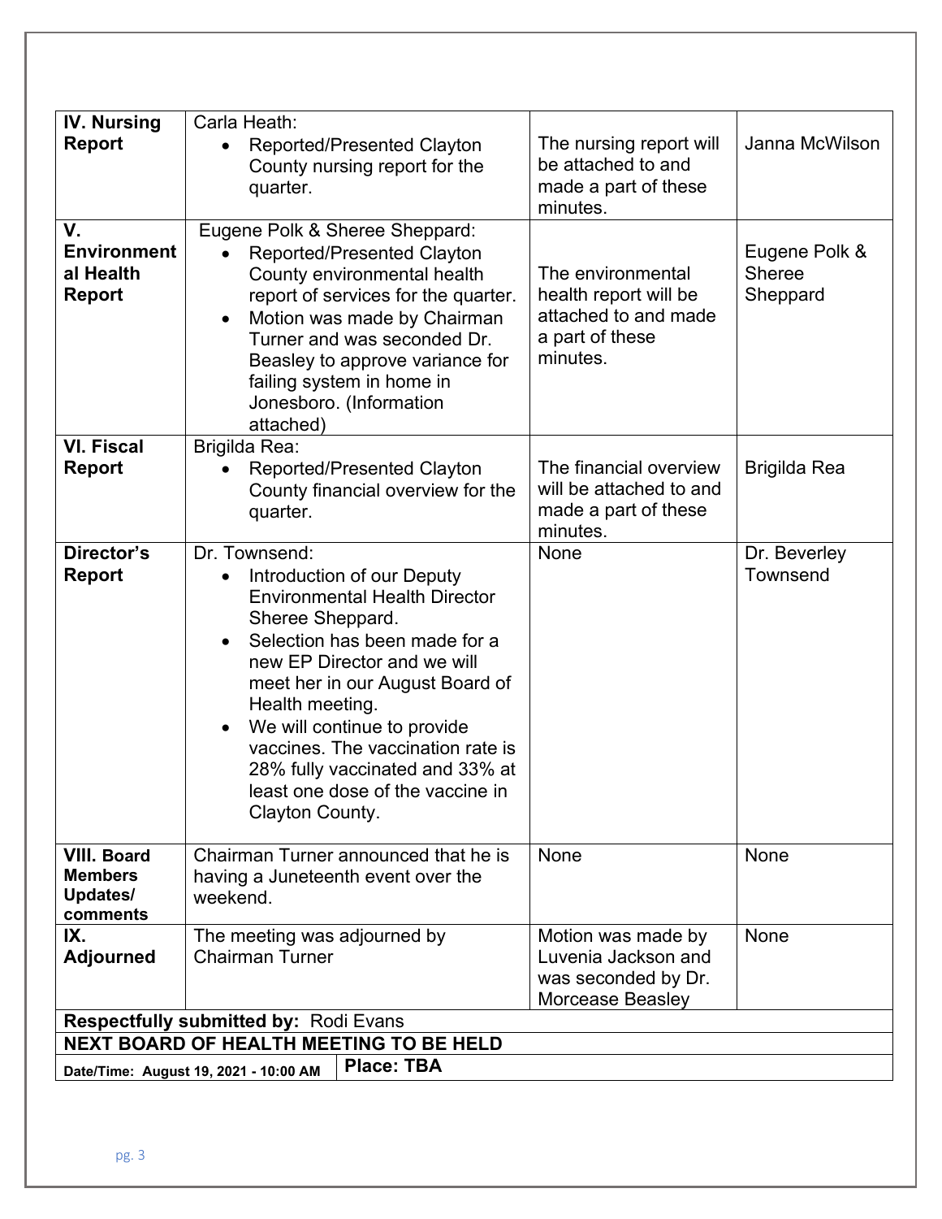| IV. Nursing Report | Carla Heath:<br>• Reported/Presented Clayton County nursing report for the quarter. | The nursing report will be attached to and made a part of these minutes. | Janna McWilson |
|---|---|---|---|
| V. Environmental Health Report | Eugene Polk & Sheree Sheppard:<br>• Reported/Presented Clayton County environmental health report of services for the quarter.<br>• Motion was made by Chairman Turner and was seconded Dr. Beasley to approve variance for failing system in home in Jonesboro. (Information attached) | The environmental health report will be attached to and made a part of these minutes. | Eugene Polk & Sheree Sheppard |
| VI. Fiscal Report | Brigilda Rea:<br>• Reported/Presented Clayton County financial overview for the quarter. | The financial overview will be attached to and made a part of these minutes. | Brigilda Rea |
| Director's Report | Dr. Townsend:<br>• Introduction of our Deputy Environmental Health Director Sheree Sheppard.<br>• Selection has been made for a new EP Director and we will meet her in our August Board of Health meeting.<br>• We will continue to provide vaccines. The vaccination rate is 28% fully vaccinated and 33% at least one dose of the vaccine in Clayton County. | None | Dr. Beverley Townsend |
| VIII. Board Members Updates/ comments | Chairman Turner announced that he is having a Juneteenth event over the weekend. | None | None |
| IX. Adjourned | The meeting was adjourned by Chairman Turner | Motion was made by Luvenia Jackson and was seconded by Dr. Morcease Beasley | None |

**Respectfully submitted by:** Rodi Evans

**NEXT BOARD OF HEALTH MEETING TO BE HELD**

**Date/Time: August 19, 2021 - 10:00 AM** | **Place: TBA**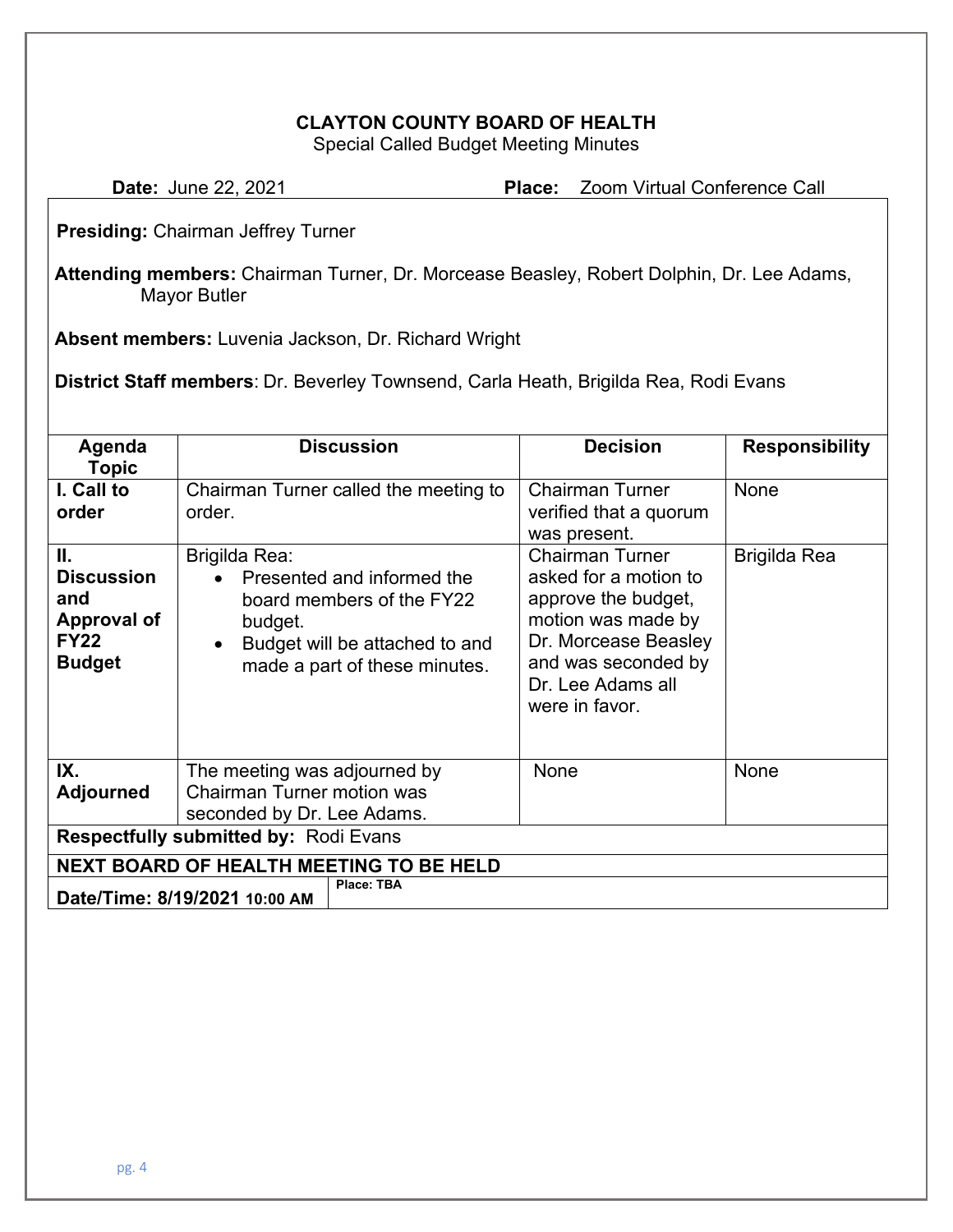**CLAYTON COUNTY BOARD OF HEALTH**
Special Called Budget Meeting Minutes

**Date:** June 22, 2021 **Place:** Zoom Virtual Conference Call

**Presiding:** Chairman Jeffrey Turner

**Attending members:** Chairman Turner, Dr. Morcease Beasley, Robert Dolphin, Dr. Lee Adams, Mayor Butler

**Absent members:** Luvenia Jackson, Dr. Richard Wright

**District Staff members**: Dr. Beverley Townsend, Carla Heath, Brigilda Rea, Rodi Evans

| Agenda Topic | Discussion | Decision | Responsibility |
|---|---|---|---|
| **I. Call to order** | Chairman Turner called the meeting to order. | Chairman Turner verified that a quorum was present. | None |
| **II. Discussion and Approval of FY22 Budget** | Brigilda Rea:<br>• Presented and informed the board members of the FY22 budget.<br>• Budget will be attached to and made a part of these minutes. | Chairman Turner asked for a motion to approve the budget, motion was made by Dr. Morcease Beasley and was seconded by Dr. Lee Adams all were in favor. | Brigilda Rea |
| **IX. Adjourned** | The meeting was adjourned by Chairman Turner motion was seconded by Dr. Lee Adams. | None | None |
| **Respectfully submitted by:** Rodi Evans | | | |
| **NEXT BOARD OF HEALTH MEETING TO BE HELD** | | | |
| **Date/Time: 8/19/2021 10:00 AM** | **Place: TBA** | | |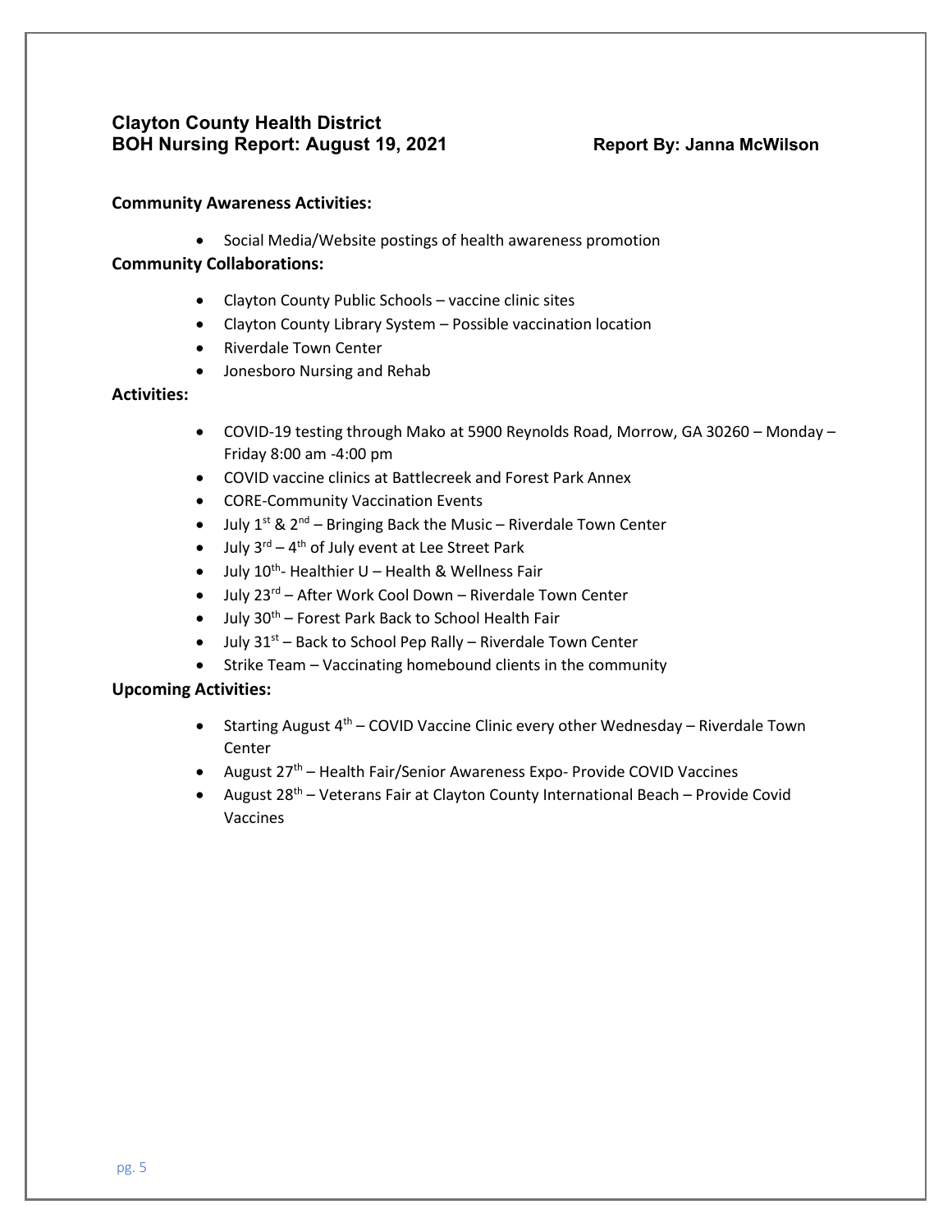## Clayton County Health District
## BOH Nursing Report: August 19, 2021 Report By: Janna McWilson

**Community Awareness Activities:**

- Social Media/Website postings of health awareness promotion

**Community Collaborations:**

- Clayton County Public Schools – vaccine clinic sites
- Clayton County Library System – Possible vaccination location
- Riverdale Town Center
- Jonesboro Nursing and Rehab

**Activities:**

- COVID-19 testing through Mako at 5900 Reynolds Road, Morrow, GA 30260 – Monday – Friday 8:00 am -4:00 pm
- COVID vaccine clinics at Battlecreek and Forest Park Annex
- CORE-Community Vaccination Events
- July 1st & 2nd – Bringing Back the Music – Riverdale Town Center
- July 3rd – 4th of July event at Lee Street Park
- July 10th- Healthier U – Health & Wellness Fair
- July 23rd – After Work Cool Down – Riverdale Town Center
- July 30th – Forest Park Back to School Health Fair
- July 31st – Back to School Pep Rally – Riverdale Town Center
- Strike Team – Vaccinating homebound clients in the community

**Upcoming Activities:**

- Starting August 4th – COVID Vaccine Clinic every other Wednesday – Riverdale Town Center
- August 27th – Health Fair/Senior Awareness Expo- Provide COVID Vaccines
- August 28th – Veterans Fair at Clayton County International Beach – Provide Covid Vaccines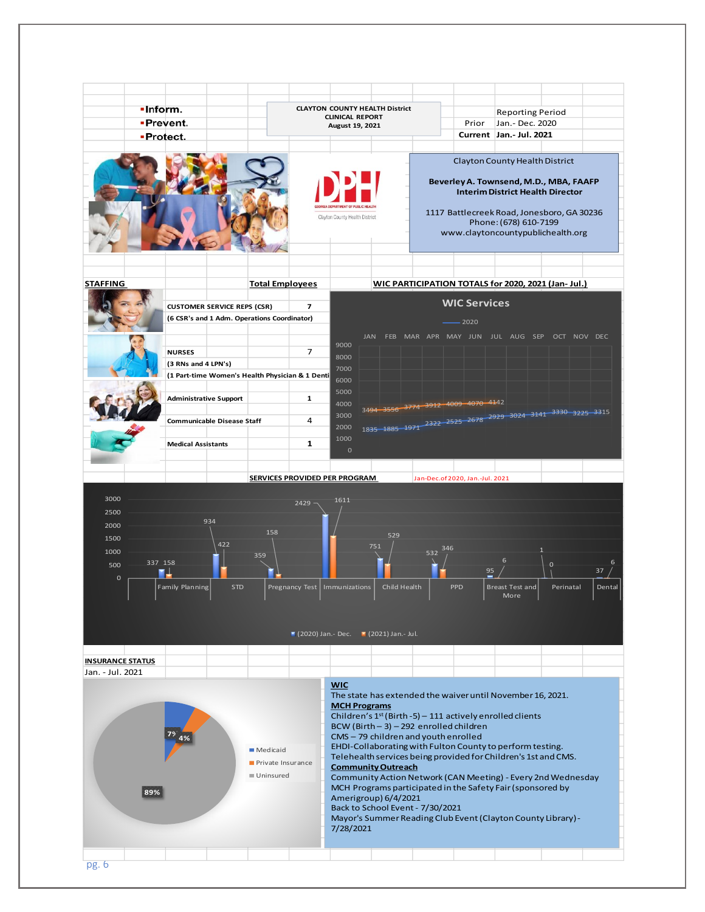- Inform.
- Prevent.
- Protect.

**CLAYTON COUNTY HEALTH District**
**CLINICAL REPORT**
**August 19, 2021**

| | Reporting Period |
|---|---|
| Prior | Jan.- Dec. 2020 |
| **Current** | **Jan.- Jul. 2021** |

Clayton County Health District

**Beverley A. Townsend, M.D., MBA, FAAFP**
**Interim District Health Director**

1117 Battlecreek Road, Jonesboro, GA 30236
Phone: (678) 610-7199
www.claytoncountypublichealth.org

## STAFFING

| | **Total Employees** |
|---|---|
| **CUSTOMER SERVICE REPS (CSR)** | 7 |
| **(6 CSR's and 1 Adm. Operations Coordinator)** | |
| **NURSES** | 7 |
| **(3 RNs and 4 LPN's)** | |
| **(1 Part-time Women's Health Physician & 1 Denti** | |
| **Administrative Support** | 1 |
| **Communicable Disease Staff** | 4 |
| **Medical Assistants** | 1 |

## WIC PARTICIPATION TOTALS for 2020, 2021 (Jan- Jul.)

**WIC Services**

| | JAN | FEB | MAR | APR | MAY | JUN | JUL | AUG | SEP | OCT | NOV | DEC |
|---|---|---|---|---|---|---|---|---|---|---|---|---|
| 2020 | 1835 | 1885 | 1971 | 2322 | 2525 | 2678 | 2929 | 3024 | 3141 | 3330 | 3225 | 3315 |
| 2021 | 3494 | 3556 | 3774 | 3912 | 4009 | 4070 | 4142 | | | | | |

## SERVICES PROVIDED PER PROGRAM

Jan-Dec. of 2020, Jan.-Jul. 2021

| Program | (2020) Jan.- Dec. | (2021) Jan.- Jul. |
|---|---|---|
| Family Planning | 337 | 158 |
| STD | 934 | 422 |
| Pregnancy Test | 359 | 158 |
| Immunizations | 2429 | 1611 |
| Child Health | 751 | 529 |
| PPD | 532 | 346 |
| Breast Test and More | 95 | 6 |
| Perinatal | 1 | 0 |
| Dental | 37 | 6 |

## INSURANCE STATUS

Jan. - Jul. 2021

| Insurance | Percent |
|---|---|
| Medicaid | 7% |
| Private Insurance | 4% |
| Uninsured | 89% |

**WIC**
The state has extended the waiver until November 16, 2021.

**MCH Programs**
Children's 1st (Birth -5) – 111 actively enrolled clients
BCW (Birth – 3) – 292 enrolled children
CMS – 79 children and youth enrolled
EHDI-Collaborating with Fulton County to perform testing.
Telehealth services being provided for Children's 1st and CMS.

**Community Outreach**
Community Action Network (CAN Meeting) - Every 2nd Wednesday
MCH Programs participated in the Safety Fair (sponsored by Amerigroup) 6/4/2021
Back to School Event - 7/30/2021
Mayor's Summer Reading Club Event (Clayton County Library) - 7/28/2021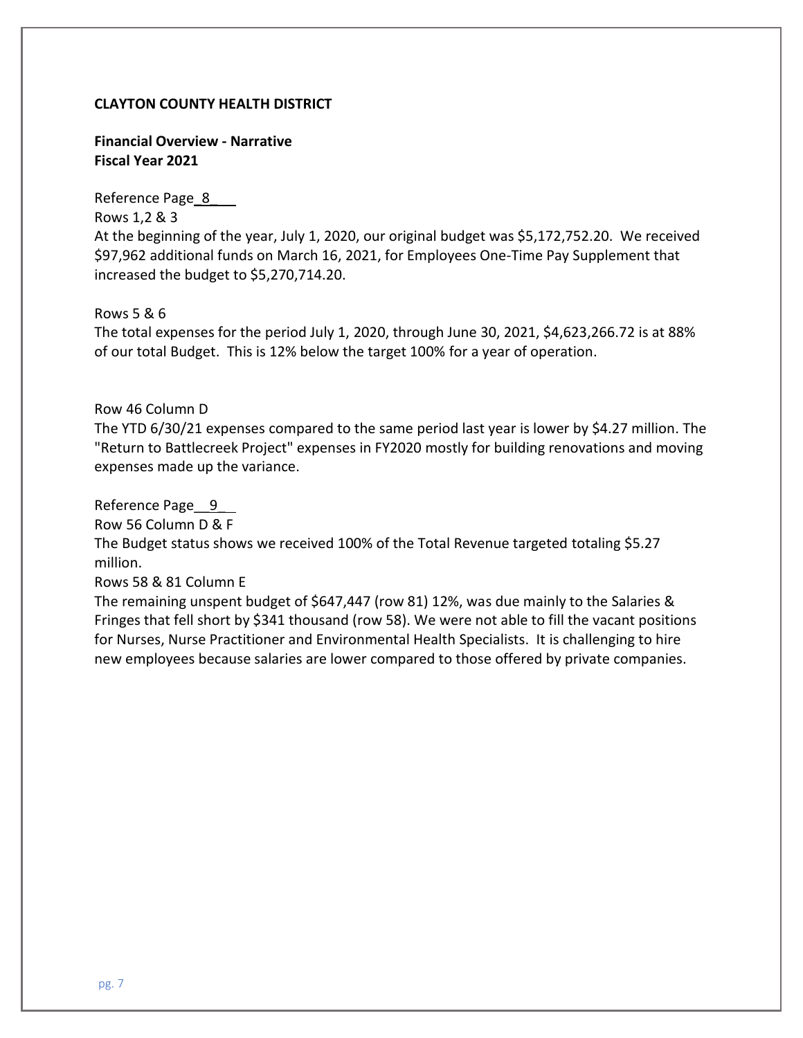**CLAYTON COUNTY HEALTH DISTRICT**

**Financial Overview - Narrative**
**Fiscal Year 2021**

Reference Page 8

Rows 1,2 & 3

At the beginning of the year, July 1, 2020, our original budget was $5,172,752.20. We received $97,962 additional funds on March 16, 2021, for Employees One-Time Pay Supplement that increased the budget to $5,270,714.20.

Rows 5 & 6

The total expenses for the period July 1, 2020, through June 30, 2021, $4,623,266.72 is at 88% of our total Budget. This is 12% below the target 100% for a year of operation.

Row 46 Column D

The YTD 6/30/21 expenses compared to the same period last year is lower by $4.27 million. The "Return to Battlecreek Project" expenses in FY2020 mostly for building renovations and moving expenses made up the variance.

Reference Page 9

Row 56 Column D & F

The Budget status shows we received 100% of the Total Revenue targeted totaling $5.27 million.

Rows 58 & 81 Column E

The remaining unspent budget of $647,447 (row 81) 12%, was due mainly to the Salaries & Fringes that fell short by $341 thousand (row 58). We were not able to fill the vacant positions for Nurses, Nurse Practitioner and Environmental Health Specialists. It is challenging to hire new employees because salaries are lower compared to those offered by private companies.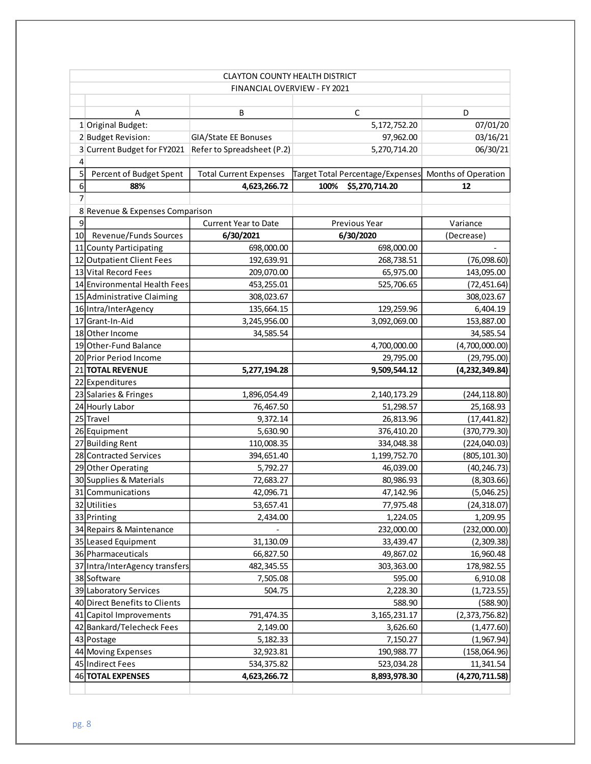| | CLAYTON COUNTY HEALTH DISTRICT | | | |
|---|---|---|---|---|
| | FINANCIAL OVERVIEW - FY 2021 | | | |
| | A | B | C | D |
| 1 | Original Budget: | | 5,172,752.20 | 07/01/20 |
| 2 | Budget Revision: | GIA/State EE Bonuses | 97,962.00 | 03/16/21 |
| 3 | Current Budget for FY2021 | Refer to Spreadsheet (P.2) | 5,270,714.20 | 06/30/21 |
| 4 | | | | |
| 5 | Percent of Budget Spent | Total Current Expenses | Target Total Percentage/Expenses | Months of Operation |
| 6 | **88%** | **4,623,266.72** | **100% $5,270,714.20** | **12** |
| 7 | | | | |
| 8 | Revenue & Expenses Comparison | | | |
| 9 | | Current Year to Date | Previous Year | Variance |
| 10 | Revenue/Funds Sources | **6/30/2021** | **6/30/2020** | (Decrease) |
| 11 | County Participating | 698,000.00 | 698,000.00 | - |
| 12 | Outpatient Client Fees | 192,639.91 | 268,738.51 | (76,098.60) |
| 13 | Vital Record Fees | 209,070.00 | 65,975.00 | 143,095.00 |
| 14 | Environmental Health Fees | 453,255.01 | 525,706.65 | (72,451.64) |
| 15 | Administrative Claiming | 308,023.67 | | 308,023.67 |
| 16 | Intra/InterAgency | 135,664.15 | 129,259.96 | 6,404.19 |
| 17 | Grant-In-Aid | 3,245,956.00 | 3,092,069.00 | 153,887.00 |
| 18 | Other Income | 34,585.54 | | 34,585.54 |
| 19 | Other-Fund Balance | | 4,700,000.00 | (4,700,000.00) |
| 20 | Prior Period Income | | 29,795.00 | (29,795.00) |
| 21 | **TOTAL REVENUE** | **5,277,194.28** | **9,509,544.12** | **(4,232,349.84)** |
| 22 | Expenditures | | | |
| 23 | Salaries & Fringes | 1,896,054.49 | 2,140,173.29 | (244,118.80) |
| 24 | Hourly Labor | 76,467.50 | 51,298.57 | 25,168.93 |
| 25 | Travel | 9,372.14 | 26,813.96 | (17,441.82) |
| 26 | Equipment | 5,630.90 | 376,410.20 | (370,779.30) |
| 27 | Building Rent | 110,008.35 | 334,048.38 | (224,040.03) |
| 28 | Contracted Services | 394,651.40 | 1,199,752.70 | (805,101.30) |
| 29 | Other Operating | 5,792.27 | 46,039.00 | (40,246.73) |
| 30 | Supplies & Materials | 72,683.27 | 80,986.93 | (8,303.66) |
| 31 | Communications | 42,096.71 | 47,142.96 | (5,046.25) |
| 32 | Utilities | 53,657.41 | 77,975.48 | (24,318.07) |
| 33 | Printing | 2,434.00 | 1,224.05 | 1,209.95 |
| 34 | Repairs & Maintenance | - | 232,000.00 | (232,000.00) |
| 35 | Leased Equipment | 31,130.09 | 33,439.47 | (2,309.38) |
| 36 | Pharmaceuticals | 66,827.50 | 49,867.02 | 16,960.48 |
| 37 | Intra/InterAgency transfers | 482,345.55 | 303,363.00 | 178,982.55 |
| 38 | Software | 7,505.08 | 595.00 | 6,910.08 |
| 39 | Laboratory Services | 504.75 | 2,228.30 | (1,723.55) |
| 40 | Direct Benefits to Clients | | 588.90 | (588.90) |
| 41 | Capitol Improvements | 791,474.35 | 3,165,231.17 | (2,373,756.82) |
| 42 | Bankard/Telecheck Fees | 2,149.00 | 3,626.60 | (1,477.60) |
| 43 | Postage | 5,182.33 | 7,150.27 | (1,967.94) |
| 44 | Moving Expenses | 32,923.81 | 190,988.77 | (158,064.96) |
| 45 | Indirect Fees | 534,375.82 | 523,034.28 | 11,341.54 |
| 46 | **TOTAL EXPENSES** | **4,623,266.72** | **8,893,978.30** | **(4,270,711.58)** |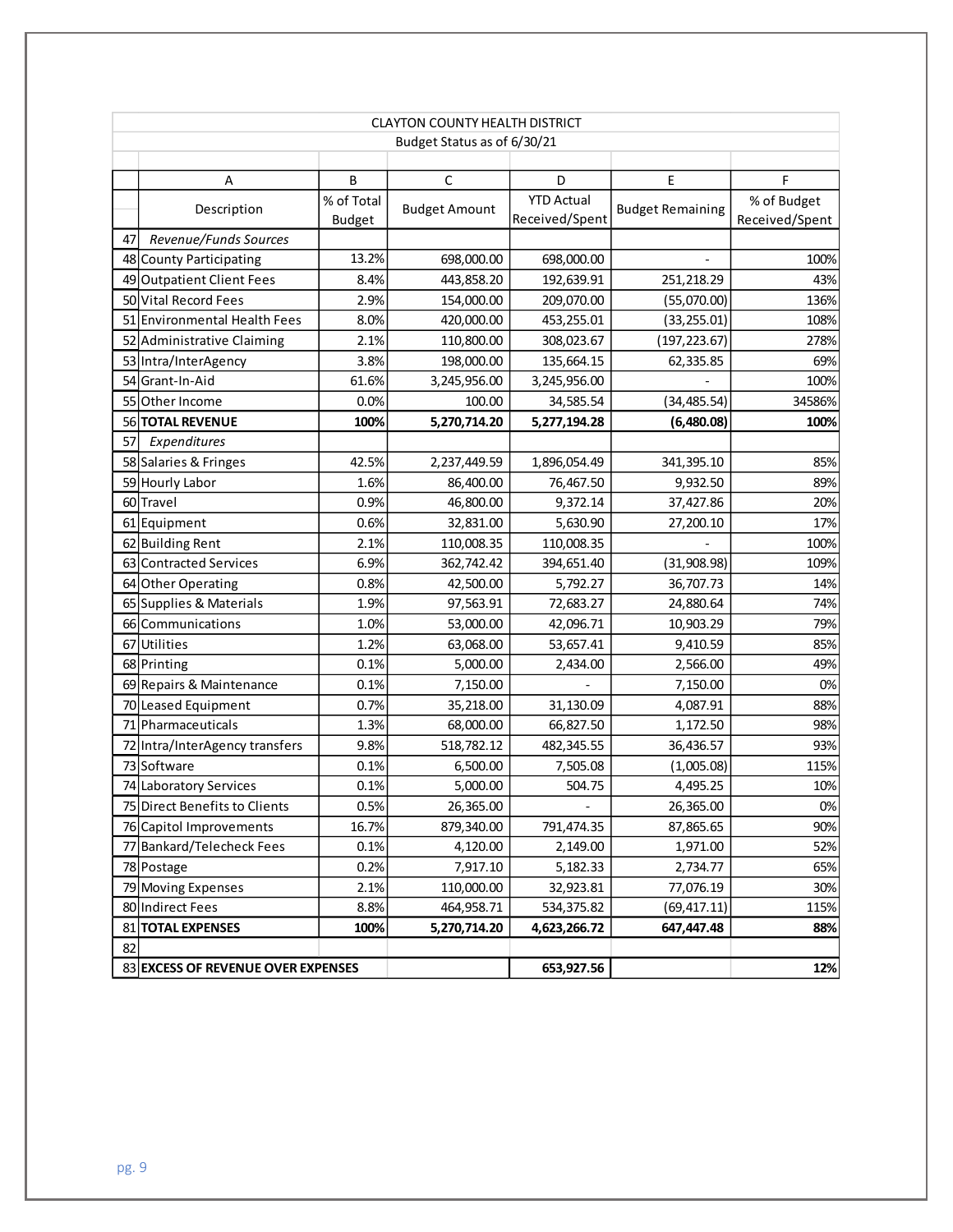CLAYTON COUNTY HEALTH DISTRICT

Budget Status as of 6/30/21

| | A | B | C | D | E | F |
|---|---|---|---|---|---|---|
| | Description | % of Total Budget | Budget Amount | YTD Actual Received/Spent | Budget Remaining | % of Budget Received/Spent |
| 47 | *Revenue/Funds Sources* | | | | | |
| 48 | County Participating | 13.2% | 698,000.00 | 698,000.00 | - | 100% |
| 49 | Outpatient Client Fees | 8.4% | 443,858.20 | 192,639.91 | 251,218.29 | 43% |
| 50 | Vital Record Fees | 2.9% | 154,000.00 | 209,070.00 | (55,070.00) | 136% |
| 51 | Environmental Health Fees | 8.0% | 420,000.00 | 453,255.01 | (33,255.01) | 108% |
| 52 | Administrative Claiming | 2.1% | 110,800.00 | 308,023.67 | (197,223.67) | 278% |
| 53 | Intra/InterAgency | 3.8% | 198,000.00 | 135,664.15 | 62,335.85 | 69% |
| 54 | Grant-In-Aid | 61.6% | 3,245,956.00 | 3,245,956.00 | - | 100% |
| 55 | Other Income | 0.0% | 100.00 | 34,585.54 | (34,485.54) | 34586% |
| 56 | **TOTAL REVENUE** | **100%** | **5,270,714.20** | **5,277,194.28** | **(6,480.08)** | **100%** |
| 57 | *Expenditures* | | | | | |
| 58 | Salaries & Fringes | 42.5% | 2,237,449.59 | 1,896,054.49 | 341,395.10 | 85% |
| 59 | Hourly Labor | 1.6% | 86,400.00 | 76,467.50 | 9,932.50 | 89% |
| 60 | Travel | 0.9% | 46,800.00 | 9,372.14 | 37,427.86 | 20% |
| 61 | Equipment | 0.6% | 32,831.00 | 5,630.90 | 27,200.10 | 17% |
| 62 | Building Rent | 2.1% | 110,008.35 | 110,008.35 | - | 100% |
| 63 | Contracted Services | 6.9% | 362,742.42 | 394,651.40 | (31,908.98) | 109% |
| 64 | Other Operating | 0.8% | 42,500.00 | 5,792.27 | 36,707.73 | 14% |
| 65 | Supplies & Materials | 1.9% | 97,563.91 | 72,683.27 | 24,880.64 | 74% |
| 66 | Communications | 1.0% | 53,000.00 | 42,096.71 | 10,903.29 | 79% |
| 67 | Utilities | 1.2% | 63,068.00 | 53,657.41 | 9,410.59 | 85% |
| 68 | Printing | 0.1% | 5,000.00 | 2,434.00 | 2,566.00 | 49% |
| 69 | Repairs & Maintenance | 0.1% | 7,150.00 | - | 7,150.00 | 0% |
| 70 | Leased Equipment | 0.7% | 35,218.00 | 31,130.09 | 4,087.91 | 88% |
| 71 | Pharmaceuticals | 1.3% | 68,000.00 | 66,827.50 | 1,172.50 | 98% |
| 72 | Intra/InterAgency transfers | 9.8% | 518,782.12 | 482,345.55 | 36,436.57 | 93% |
| 73 | Software | 0.1% | 6,500.00 | 7,505.08 | (1,005.08) | 115% |
| 74 | Laboratory Services | 0.1% | 5,000.00 | 504.75 | 4,495.25 | 10% |
| 75 | Direct Benefits to Clients | 0.5% | 26,365.00 | - | 26,365.00 | 0% |
| 76 | Capitol Improvements | 16.7% | 879,340.00 | 791,474.35 | 87,865.65 | 90% |
| 77 | Bankard/Telecheck Fees | 0.1% | 4,120.00 | 2,149.00 | 1,971.00 | 52% |
| 78 | Postage | 0.2% | 7,917.10 | 5,182.33 | 2,734.77 | 65% |
| 79 | Moving Expenses | 2.1% | 110,000.00 | 32,923.81 | 77,076.19 | 30% |
| 80 | Indirect Fees | 8.8% | 464,958.71 | 534,375.82 | (69,417.11) | 115% |
| 81 | **TOTAL EXPENSES** | **100%** | **5,270,714.20** | **4,623,266.72** | **647,447.48** | **88%** |
| 82 | | | | | | |
| 83 | **EXCESS OF REVENUE OVER EXPENSES** | | | **653,927.56** | | **12%** |